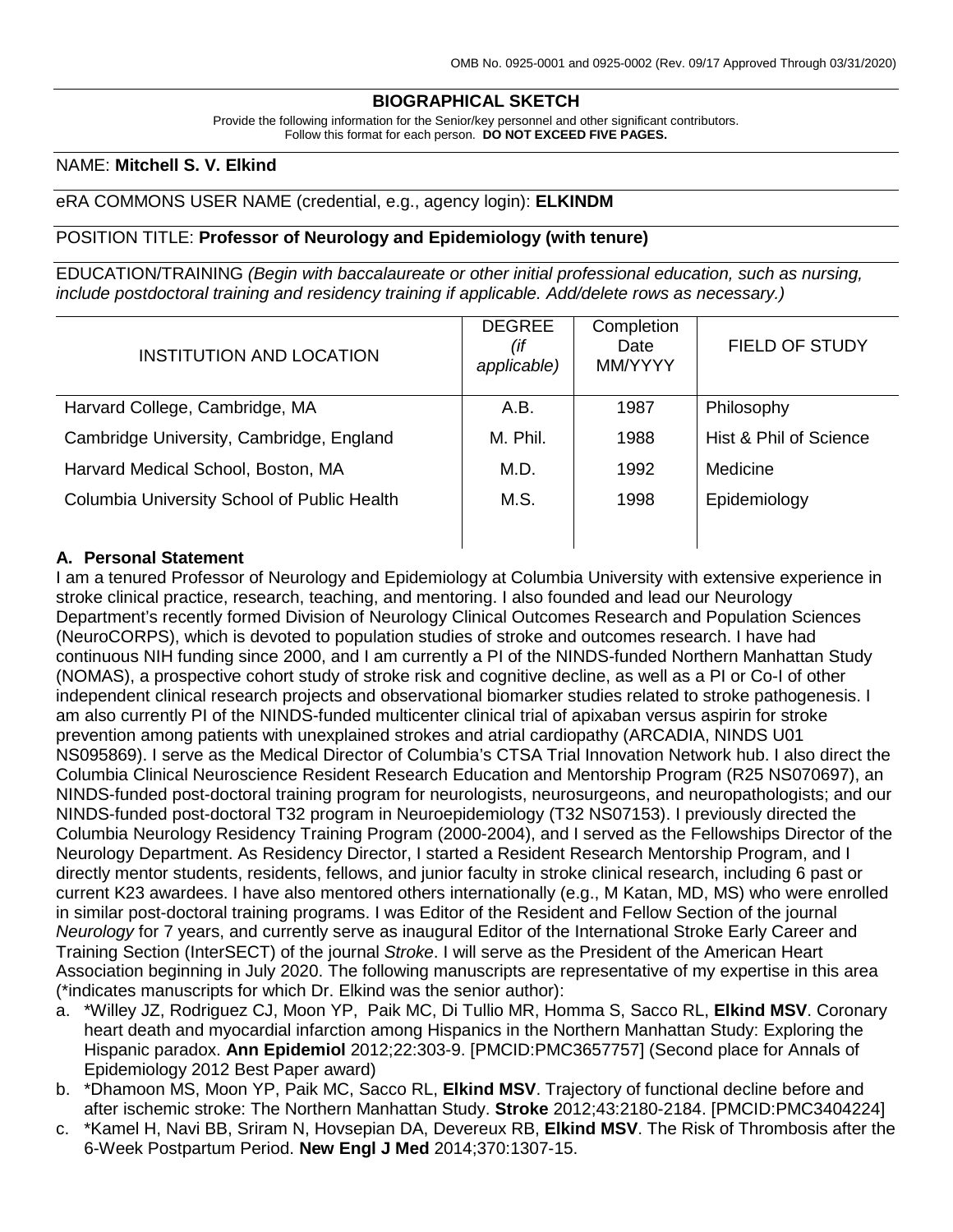OMB No. 0925-0001 and 0925-0002 (Rev. 09/17 Approved Through 03/31/2020)

# BIOGRAPHICAL SKETCH

Provide the following information for the Senior/key personnel and other significant contributors.
Follow this format for each person. **DO NOT EXCEED FIVE PAGES.**

NAME: **Mitchell S. V. Elkind**

eRA COMMONS USER NAME (credential, e.g., agency login): **ELKINDM**

POSITION TITLE: **Professor of Neurology and Epidemiology (with tenure)**

EDUCATION/TRAINING *(Begin with baccalaureate or other initial professional education, such as nursing, include postdoctoral training and residency training if applicable. Add/delete rows as necessary.)*

| INSTITUTION AND LOCATION | DEGREE *(if applicable)* | Completion Date MM/YYYY | FIELD OF STUDY |
|---|---|---|---|
| Harvard College, Cambridge, MA | A.B. | 1987 | Philosophy |
| Cambridge University, Cambridge, England | M. Phil. | 1988 | Hist & Phil of Science |
| Harvard Medical School, Boston, MA | M.D. | 1992 | Medicine |
| Columbia University School of Public Health | M.S. | 1998 | Epidemiology |

## A. Personal Statement

I am a tenured Professor of Neurology and Epidemiology at Columbia University with extensive experience in stroke clinical practice, research, teaching, and mentoring. I also founded and lead our Neurology Department's recently formed Division of Neurology Clinical Outcomes Research and Population Sciences (NeuroCORPS), which is devoted to population studies of stroke and outcomes research. I have had continuous NIH funding since 2000, and I am currently a PI of the NINDS-funded Northern Manhattan Study (NOMAS), a prospective cohort study of stroke risk and cognitive decline, as well as a PI or Co-I of other independent clinical research projects and observational biomarker studies related to stroke pathogenesis. I am also currently PI of the NINDS-funded multicenter clinical trial of apixaban versus aspirin for stroke prevention among patients with unexplained strokes and atrial cardiopathy (ARCADIA, NINDS U01 NS095869). I serve as the Medical Director of Columbia's CTSA Trial Innovation Network hub. I also direct the Columbia Clinical Neuroscience Resident Research Education and Mentorship Program (R25 NS070697), an NINDS-funded post-doctoral training program for neurologists, neurosurgeons, and neuropathologists; and our NINDS-funded post-doctoral T32 program in Neuroepidemiology (T32 NS07153). I previously directed the Columbia Neurology Residency Training Program (2000-2004), and I served as the Fellowships Director of the Neurology Department. As Residency Director, I started a Resident Research Mentorship Program, and I directly mentor students, residents, fellows, and junior faculty in stroke clinical research, including 6 past or current K23 awardees. I have also mentored others internationally (e.g., M Katan, MD, MS) who were enrolled in similar post-doctoral training programs. I was Editor of the Resident and Fellow Section of the journal *Neurology* for 7 years, and currently serve as inaugural Editor of the International Stroke Early Career and Training Section (InterSECT) of the journal *Stroke*. I will serve as the President of the American Heart Association beginning in July 2020. The following manuscripts are representative of my expertise in this area (*indicates manuscripts for which Dr. Elkind was the senior author):

a. *Willey JZ, Rodriguez CJ, Moon YP, Paik MC, Di Tullio MR, Homma S, Sacco RL, **Elkind MSV**. Coronary heart death and myocardial infarction among Hispanics in the Northern Manhattan Study: Exploring the Hispanic paradox. **Ann Epidemiol** 2012;22:303-9. [PMCID:PMC3657757] (Second place for Annals of Epidemiology 2012 Best Paper award)
b. *Dhamoon MS, Moon YP, Paik MC, Sacco RL, **Elkind MSV**. Trajectory of functional decline before and after ischemic stroke: The Northern Manhattan Study. **Stroke** 2012;43:2180-2184. [PMCID:PMC3404224]
c. *Kamel H, Navi BB, Sriram N, Hovsepian DA, Devereux RB, **Elkind MSV**. The Risk of Thrombosis after the 6-Week Postpartum Period. **New Engl J Med** 2014;370:1307-15.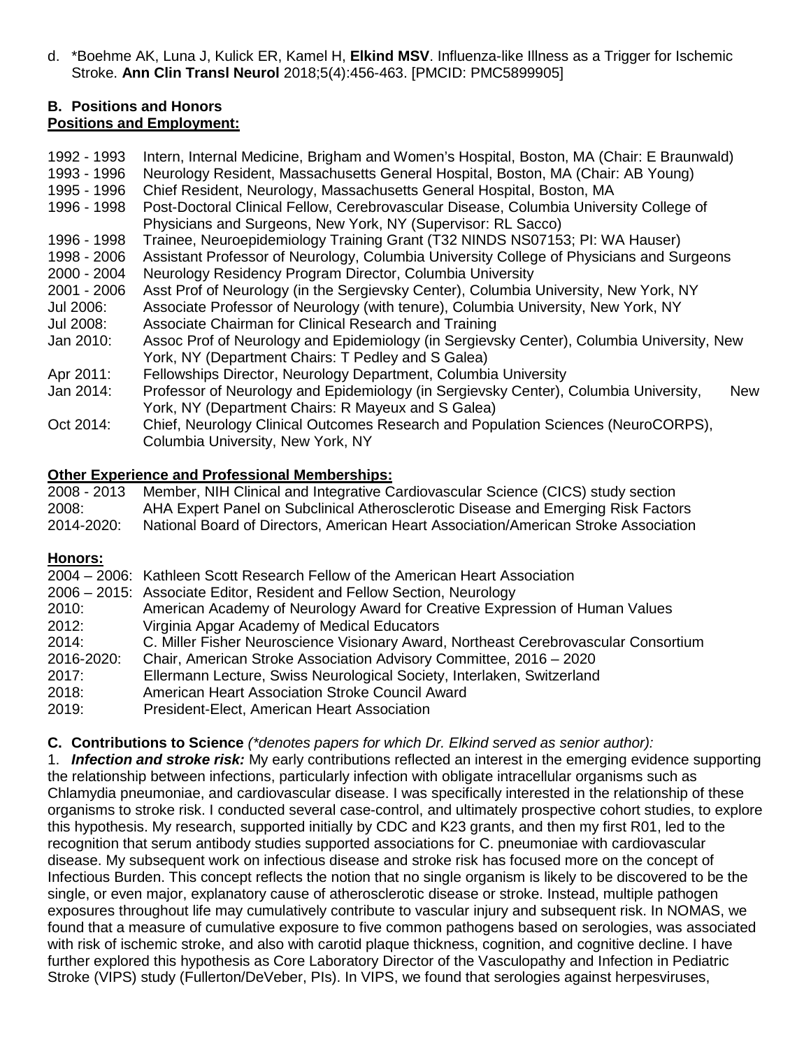d. *Boehme AK, Luna J, Kulick ER, Kamel H, **Elkind MSV**. Influenza-like Illness as a Trigger for Ischemic Stroke. **Ann Clin Transl Neurol** 2018;5(4):456-463. [PMCID: PMC5899905]

### B. Positions and Honors

**Positions and Employment:**

1992 - 1993 Intern, Internal Medicine, Brigham and Women's Hospital, Boston, MA (Chair: E Braunwald)
1993 - 1996 Neurology Resident, Massachusetts General Hospital, Boston, MA (Chair: AB Young)
1995 - 1996 Chief Resident, Neurology, Massachusetts General Hospital, Boston, MA
1996 - 1998 Post-Doctoral Clinical Fellow, Cerebrovascular Disease, Columbia University College of Physicians and Surgeons, New York, NY (Supervisor: RL Sacco)
1996 - 1998 Trainee, Neuroepidemiology Training Grant (T32 NINDS NS07153; PI: WA Hauser)
1998 - 2006 Assistant Professor of Neurology, Columbia University College of Physicians and Surgeons
2000 - 2004 Neurology Residency Program Director, Columbia University
2001 - 2006 Asst Prof of Neurology (in the Sergievsky Center), Columbia University, New York, NY
Jul 2006: Associate Professor of Neurology (with tenure), Columbia University, New York, NY
Jul 2008: Associate Chairman for Clinical Research and Training
Jan 2010: Assoc Prof of Neurology and Epidemiology (in Sergievsky Center), Columbia University, New York, NY (Department Chairs: T Pedley and S Galea)
Apr 2011: Fellowships Director, Neurology Department, Columbia University
Jan 2014: Professor of Neurology and Epidemiology (in Sergievsky Center), Columbia University, New York, NY (Department Chairs: R Mayeux and S Galea)
Oct 2014: Chief, Neurology Clinical Outcomes Research and Population Sciences (NeuroCORPS), Columbia University, New York, NY

**Other Experience and Professional Memberships:**

2008 - 2013 Member, NIH Clinical and Integrative Cardiovascular Science (CICS) study section
2008: AHA Expert Panel on Subclinical Atherosclerotic Disease and Emerging Risk Factors
2014-2020: National Board of Directors, American Heart Association/American Stroke Association

**Honors:**

2004 – 2006: Kathleen Scott Research Fellow of the American Heart Association
2006 – 2015: Associate Editor, Resident and Fellow Section, Neurology
2010: American Academy of Neurology Award for Creative Expression of Human Values
2012: Virginia Apgar Academy of Medical Educators
2014: C. Miller Fisher Neuroscience Visionary Award, Northeast Cerebrovascular Consortium
2016-2020: Chair, American Stroke Association Advisory Committee, 2016 – 2020
2017: Ellermann Lecture, Swiss Neurological Society, Interlaken, Switzerland
2018: American Heart Association Stroke Council Award
2019: President-Elect, American Heart Association

### C. Contributions to Science *(\*denotes papers for which Dr. Elkind served as senior author):*

1. ***Infection and stroke risk:*** My early contributions reflected an interest in the emerging evidence supporting the relationship between infections, particularly infection with obligate intracellular organisms such as Chlamydia pneumoniae, and cardiovascular disease. I was specifically interested in the relationship of these organisms to stroke risk. I conducted several case-control, and ultimately prospective cohort studies, to explore this hypothesis. My research, supported initially by CDC and K23 grants, and then my first R01, led to the recognition that serum antibody studies supported associations for C. pneumoniae with cardiovascular disease. My subsequent work on infectious disease and stroke risk has focused more on the concept of Infectious Burden. This concept reflects the notion that no single organism is likely to be discovered to be the single, or even major, explanatory cause of atherosclerotic disease or stroke. Instead, multiple pathogen exposures throughout life may cumulatively contribute to vascular injury and subsequent risk. In NOMAS, we found that a measure of cumulative exposure to five common pathogens based on serologies, was associated with risk of ischemic stroke, and also with carotid plaque thickness, cognition, and cognitive decline. I have further explored this hypothesis as Core Laboratory Director of the Vasculopathy and Infection in Pediatric Stroke (VIPS) study (Fullerton/DeVeber, PIs). In VIPS, we found that serologies against herpesviruses,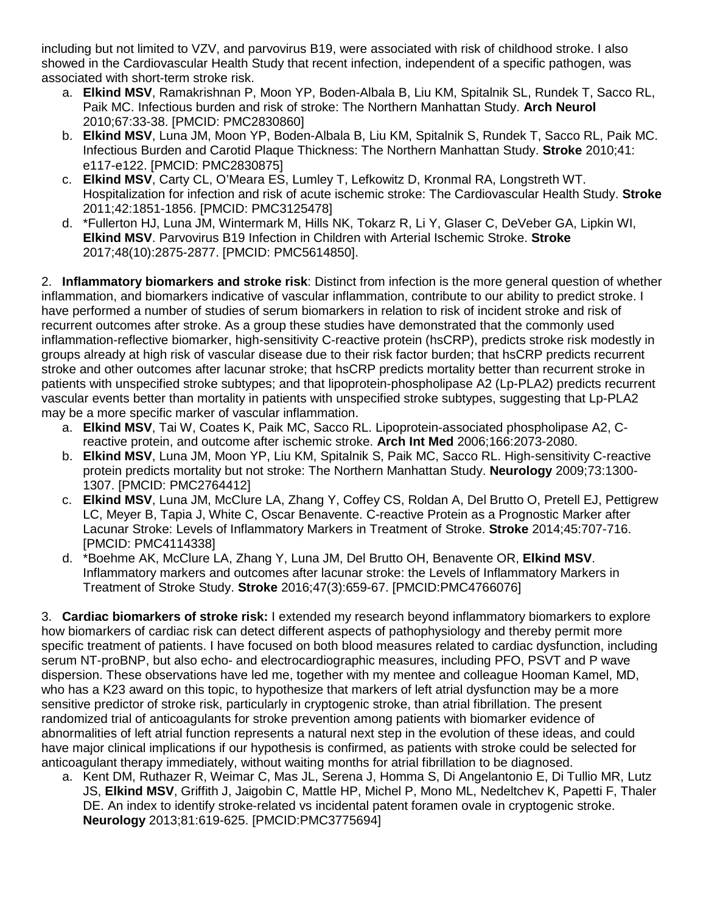including but not limited to VZV, and parvovirus B19, were associated with risk of childhood stroke. I also showed in the Cardiovascular Health Study that recent infection, independent of a specific pathogen, was associated with short-term stroke risk.

a. **Elkind MSV**, Ramakrishnan P, Moon YP, Boden-Albala B, Liu KM, Spitalnik SL, Rundek T, Sacco RL, Paik MC. Infectious burden and risk of stroke: The Northern Manhattan Study. **Arch Neurol** 2010;67:33-38. [PMCID: PMC2830860]
b. **Elkind MSV**, Luna JM, Moon YP, Boden-Albala B, Liu KM, Spitalnik S, Rundek T, Sacco RL, Paik MC. Infectious Burden and Carotid Plaque Thickness: The Northern Manhattan Study. **Stroke** 2010;41: e117-e122. [PMCID: PMC2830875]
c. **Elkind MSV**, Carty CL, O'Meara ES, Lumley T, Lefkowitz D, Kronmal RA, Longstreth WT. Hospitalization for infection and risk of acute ischemic stroke: The Cardiovascular Health Study. **Stroke** 2011;42:1851-1856. [PMCID: PMC3125478]
d. *Fullerton HJ, Luna JM, Wintermark M, Hills NK, Tokarz R, Li Y, Glaser C, DeVeber GA, Lipkin WI, **Elkind MSV**. Parvovirus B19 Infection in Children with Arterial Ischemic Stroke. **Stroke** 2017;48(10):2875-2877. [PMCID: PMC5614850].

2. **Inflammatory biomarkers and stroke risk**: Distinct from infection is the more general question of whether inflammation, and biomarkers indicative of vascular inflammation, contribute to our ability to predict stroke. I have performed a number of studies of serum biomarkers in relation to risk of incident stroke and risk of recurrent outcomes after stroke. As a group these studies have demonstrated that the commonly used inflammation-reflective biomarker, high-sensitivity C-reactive protein (hsCRP), predicts stroke risk modestly in groups already at high risk of vascular disease due to their risk factor burden; that hsCRP predicts recurrent stroke and other outcomes after lacunar stroke; that hsCRP predicts mortality better than recurrent stroke in patients with unspecified stroke subtypes; and that lipoprotein-phospholipase A2 (Lp-PLA2) predicts recurrent vascular events better than mortality in patients with unspecified stroke subtypes, suggesting that Lp-PLA2 may be a more specific marker of vascular inflammation.

a. **Elkind MSV**, Tai W, Coates K, Paik MC, Sacco RL. Lipoprotein-associated phospholipase A2, C-reactive protein, and outcome after ischemic stroke. **Arch Int Med** 2006;166:2073-2080.
b. **Elkind MSV**, Luna JM, Moon YP, Liu KM, Spitalnik S, Paik MC, Sacco RL. High-sensitivity C-reactive protein predicts mortality but not stroke: The Northern Manhattan Study. **Neurology** 2009;73:1300-1307. [PMCID: PMC2764412]
c. **Elkind MSV**, Luna JM, McClure LA, Zhang Y, Coffey CS, Roldan A, Del Brutto O, Pretell EJ, Pettigrew LC, Meyer B, Tapia J, White C, Oscar Benavente. C-reactive Protein as a Prognostic Marker after Lacunar Stroke: Levels of Inflammatory Markers in Treatment of Stroke. **Stroke** 2014;45:707-716. [PMCID: PMC4114338]
d. *Boehme AK, McClure LA, Zhang Y, Luna JM, Del Brutto OH, Benavente OR, **Elkind MSV**. Inflammatory markers and outcomes after lacunar stroke: the Levels of Inflammatory Markers in Treatment of Stroke Study. **Stroke** 2016;47(3):659-67. [PMCID:PMC4766076]

3. **Cardiac biomarkers of stroke risk:** I extended my research beyond inflammatory biomarkers to explore how biomarkers of cardiac risk can detect different aspects of pathophysiology and thereby permit more specific treatment of patients. I have focused on both blood measures related to cardiac dysfunction, including serum NT-proBNP, but also echo- and electrocardiographic measures, including PFO, PSVT and P wave dispersion. These observations have led me, together with my mentee and colleague Hooman Kamel, MD, who has a K23 award on this topic, to hypothesize that markers of left atrial dysfunction may be a more sensitive predictor of stroke risk, particularly in cryptogenic stroke, than atrial fibrillation. The present randomized trial of anticoagulants for stroke prevention among patients with biomarker evidence of abnormalities of left atrial function represents a natural next step in the evolution of these ideas, and could have major clinical implications if our hypothesis is confirmed, as patients with stroke could be selected for anticoagulant therapy immediately, without waiting months for atrial fibrillation to be diagnosed.

a. Kent DM, Ruthazer R, Weimar C, Mas JL, Serena J, Homma S, Di Angelantonio E, Di Tullio MR, Lutz JS, **Elkind MSV**, Griffith J, Jaigobin C, Mattle HP, Michel P, Mono ML, Nedeltchev K, Papetti F, Thaler DE. An index to identify stroke-related vs incidental patent foramen ovale in cryptogenic stroke. **Neurology** 2013;81:619-625. [PMCID:PMC3775694]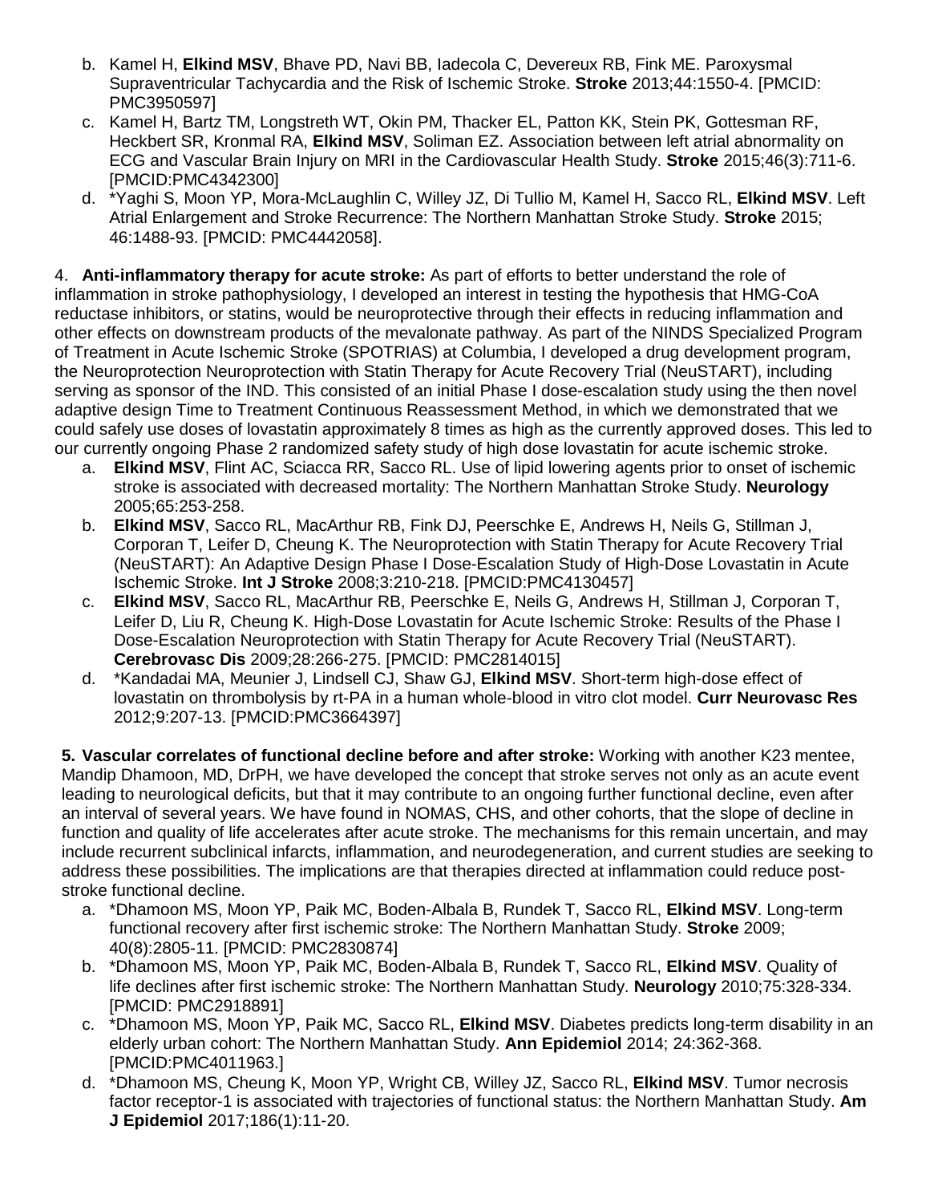b. Kamel H, **Elkind MSV**, Bhave PD, Navi BB, Iadecola C, Devereux RB, Fink ME. Paroxysmal Supraventricular Tachycardia and the Risk of Ischemic Stroke. **Stroke** 2013;44:1550-4. [PMCID: PMC3950597]

c. Kamel H, Bartz TM, Longstreth WT, Okin PM, Thacker EL, Patton KK, Stein PK, Gottesman RF, Heckbert SR, Kronmal RA, **Elkind MSV**, Soliman EZ. Association between left atrial abnormality on ECG and Vascular Brain Injury on MRI in the Cardiovascular Health Study. **Stroke** 2015;46(3):711-6. [PMCID:PMC4342300]

d. *Yaghi S, Moon YP, Mora-McLaughlin C, Willey JZ, Di Tullio M, Kamel H, Sacco RL, **Elkind MSV**. Left Atrial Enlargement and Stroke Recurrence: The Northern Manhattan Stroke Study. **Stroke** 2015; 46:1488-93. [PMCID: PMC4442058].

4. **Anti-inflammatory therapy for acute stroke:** As part of efforts to better understand the role of inflammation in stroke pathophysiology, I developed an interest in testing the hypothesis that HMG-CoA reductase inhibitors, or statins, would be neuroprotective through their effects in reducing inflammation and other effects on downstream products of the mevalonate pathway. As part of the NINDS Specialized Program of Treatment in Acute Ischemic Stroke (SPOTRIAS) at Columbia, I developed a drug development program, the Neuroprotection Neuroprotection with Statin Therapy for Acute Recovery Trial (NeuSTART), including serving as sponsor of the IND. This consisted of an initial Phase I dose-escalation study using the then novel adaptive design Time to Treatment Continuous Reassessment Method, in which we demonstrated that we could safely use doses of lovastatin approximately 8 times as high as the currently approved doses. This led to our currently ongoing Phase 2 randomized safety study of high dose lovastatin for acute ischemic stroke.

a. **Elkind MSV**, Flint AC, Sciacca RR, Sacco RL. Use of lipid lowering agents prior to onset of ischemic stroke is associated with decreased mortality: The Northern Manhattan Stroke Study. **Neurology** 2005;65:253-258.

b. **Elkind MSV**, Sacco RL, MacArthur RB, Fink DJ, Peerschke E, Andrews H, Neils G, Stillman J, Corporan T, Leifer D, Cheung K. The Neuroprotection with Statin Therapy for Acute Recovery Trial (NeuSTART): An Adaptive Design Phase I Dose-Escalation Study of High-Dose Lovastatin in Acute Ischemic Stroke. **Int J Stroke** 2008;3:210-218. [PMCID:PMC4130457]

c. **Elkind MSV**, Sacco RL, MacArthur RB, Peerschke E, Neils G, Andrews H, Stillman J, Corporan T, Leifer D, Liu R, Cheung K. High-Dose Lovastatin for Acute Ischemic Stroke: Results of the Phase I Dose-Escalation Neuroprotection with Statin Therapy for Acute Recovery Trial (NeuSTART). **Cerebrovasc Dis** 2009;28:266-275. [PMCID: PMC2814015]

d. *Kandadai MA, Meunier J, Lindsell CJ, Shaw GJ, **Elkind MSV**. Short-term high-dose effect of lovastatin on thrombolysis by rt-PA in a human whole-blood in vitro clot model. **Curr Neurovasc Res** 2012;9:207-13. [PMCID:PMC3664397]

**5. Vascular correlates of functional decline before and after stroke:** Working with another K23 mentee, Mandip Dhamoon, MD, DrPH, we have developed the concept that stroke serves not only as an acute event leading to neurological deficits, but that it may contribute to an ongoing further functional decline, even after an interval of several years. We have found in NOMAS, CHS, and other cohorts, that the slope of decline in function and quality of life accelerates after acute stroke. The mechanisms for this remain uncertain, and may include recurrent subclinical infarcts, inflammation, and neurodegeneration, and current studies are seeking to address these possibilities. The implications are that therapies directed at inflammation could reduce post-stroke functional decline.

a. *Dhamoon MS, Moon YP, Paik MC, Boden-Albala B, Rundek T, Sacco RL, **Elkind MSV**. Long-term functional recovery after first ischemic stroke: The Northern Manhattan Study. **Stroke** 2009; 40(8):2805-11. [PMCID: PMC2830874]

b. *Dhamoon MS, Moon YP, Paik MC, Boden-Albala B, Rundek T, Sacco RL, **Elkind MSV**. Quality of life declines after first ischemic stroke: The Northern Manhattan Study. **Neurology** 2010;75:328-334. [PMCID: PMC2918891]

c. *Dhamoon MS, Moon YP, Paik MC, Sacco RL, **Elkind MSV**. Diabetes predicts long-term disability in an elderly urban cohort: The Northern Manhattan Study. **Ann Epidemiol** 2014; 24:362-368. [PMCID:PMC4011963.]

d. *Dhamoon MS, Cheung K, Moon YP, Wright CB, Willey JZ, Sacco RL, **Elkind MSV**. Tumor necrosis factor receptor-1 is associated with trajectories of functional status: the Northern Manhattan Study. **Am J Epidemiol** 2017;186(1):11-20.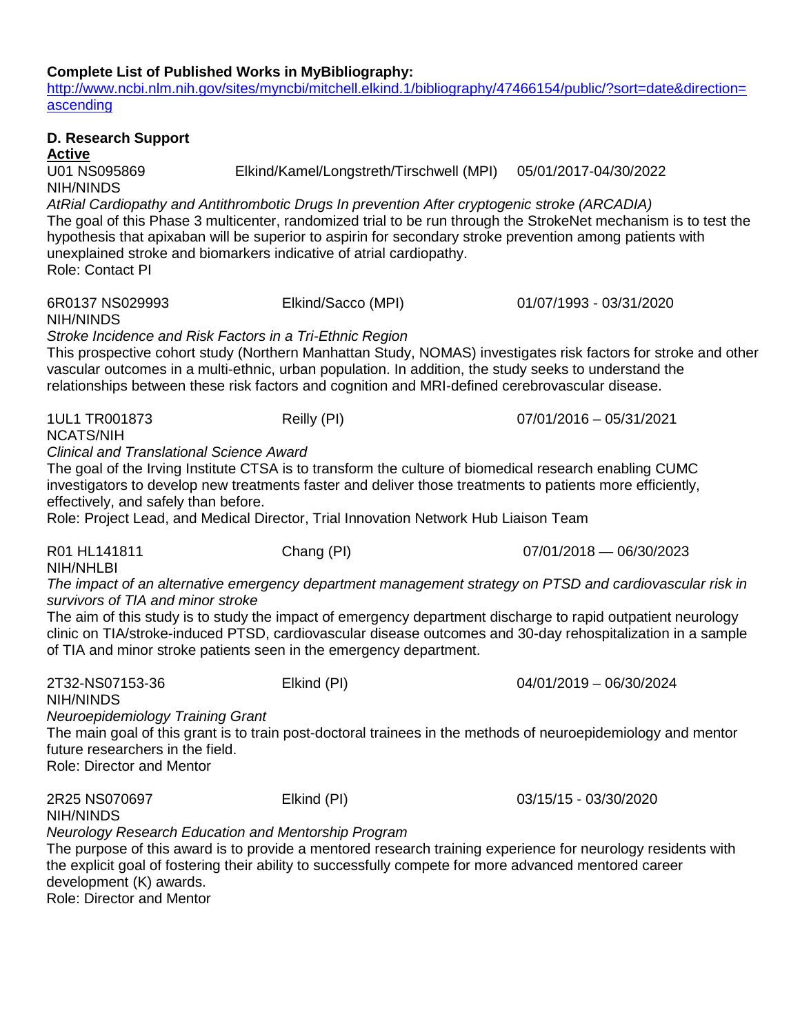**Complete List of Published Works in MyBibliography:**
[http://www.ncbi.nlm.nih.gov/sites/myncbi/mitchell.elkind.1/bibliography/47466154/public/?sort=date&direction=ascending](http://www.ncbi.nlm.nih.gov/sites/myncbi/mitchell.elkind.1/bibliography/47466154/public/?sort=date&direction=ascending)

**D. Research Support**

**Active**

U01 NS095869 Elkind/Kamel/Longstreth/Tirschwell (MPI) 05/01/2017-04/30/2022
NIH/NINDS
*AtRial Cardiopathy and Antithrombotic Drugs In prevention After cryptogenic stroke (ARCADIA)*
The goal of this Phase 3 multicenter, randomized trial to be run through the StrokeNet mechanism is to test the hypothesis that apixaban will be superior to aspirin for secondary stroke prevention among patients with unexplained stroke and biomarkers indicative of atrial cardiopathy.
Role: Contact PI

6R0137 NS029993 Elkind/Sacco (MPI) 01/07/1993 - 03/31/2020
NIH/NINDS
*Stroke Incidence and Risk Factors in a Tri-Ethnic Region*
This prospective cohort study (Northern Manhattan Study, NOMAS) investigates risk factors for stroke and other vascular outcomes in a multi-ethnic, urban population. In addition, the study seeks to understand the relationships between these risk factors and cognition and MRI-defined cerebrovascular disease.

1UL1 TR001873 Reilly (PI) 07/01/2016 – 05/31/2021
NCATS/NIH
*Clinical and Translational Science Award*
The goal of the Irving Institute CTSA is to transform the culture of biomedical research enabling CUMC investigators to develop new treatments faster and deliver those treatments to patients more efficiently, effectively, and safely than before.
Role: Project Lead, and Medical Director, Trial Innovation Network Hub Liaison Team

R01 HL141811 Chang (PI) 07/01/2018 — 06/30/2023
NIH/NHLBI
*The impact of an alternative emergency department management strategy on PTSD and cardiovascular risk in survivors of TIA and minor stroke*
The aim of this study is to study the impact of emergency department discharge to rapid outpatient neurology clinic on TIA/stroke-induced PTSD, cardiovascular disease outcomes and 30-day rehospitalization in a sample of TIA and minor stroke patients seen in the emergency department.

2T32-NS07153-36 Elkind (PI) 04/01/2019 – 06/30/2024
NIH/NINDS
*Neuroepidemiology Training Grant*
The main goal of this grant is to train post-doctoral trainees in the methods of neuroepidemiology and mentor future researchers in the field.
Role: Director and Mentor

2R25 NS070697 Elkind (PI) 03/15/15 - 03/30/2020
NIH/NINDS
*Neurology Research Education and Mentorship Program*
The purpose of this award is to provide a mentored research training experience for neurology residents with the explicit goal of fostering their ability to successfully compete for more advanced mentored career development (K) awards.
Role: Director and Mentor